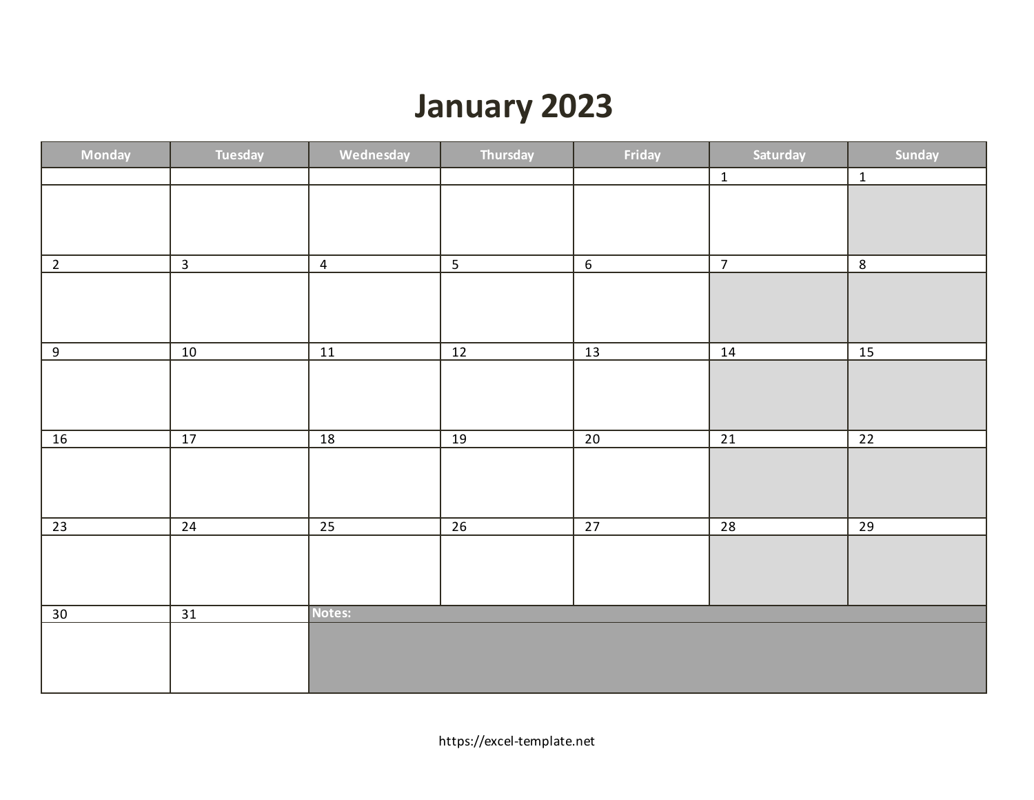# January 2023

| Monday | Tuesday | Wednesday | Thursday | Friday | Saturday | Sunday |
| --- | --- | --- | --- | --- | --- | --- |
| | | | | | 1 | 1 |
| 2 | 3 | 4 | 5 | 6 | 7 | 8 |
| 9 | 10 | 11 | 12 | 13 | 14 | 15 |
| 16 | 17 | 18 | 19 | 20 | 21 | 22 |
| 23 | 24 | 25 | 26 | 27 | 28 | 29 |
| 30 | 31 | Notes: | | | | |

https://excel-template.net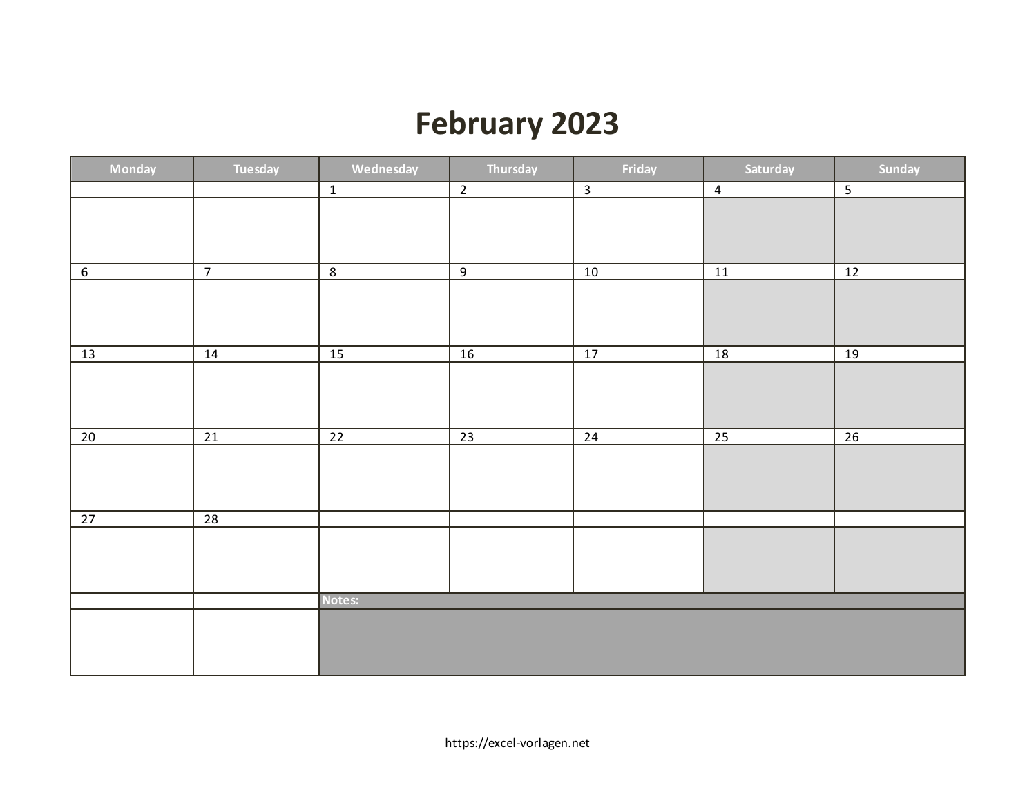# February 2023

| Monday | Tuesday | Wednesday | Thursday | Friday | Saturday | Sunday |
|---|---|---|---|---|---|---|
| | | 1 | 2 | 3 | 4 | 5 |
| 6 | 7 | 8 | 9 | 10 | 11 | 12 |
| 13 | 14 | 15 | 16 | 17 | 18 | 19 |
| 20 | 21 | 22 | 23 | 24 | 25 | 26 |
| 27 | 28 | | | | | |
| | | Notes: | | | | |

https://excel-vorlagen.net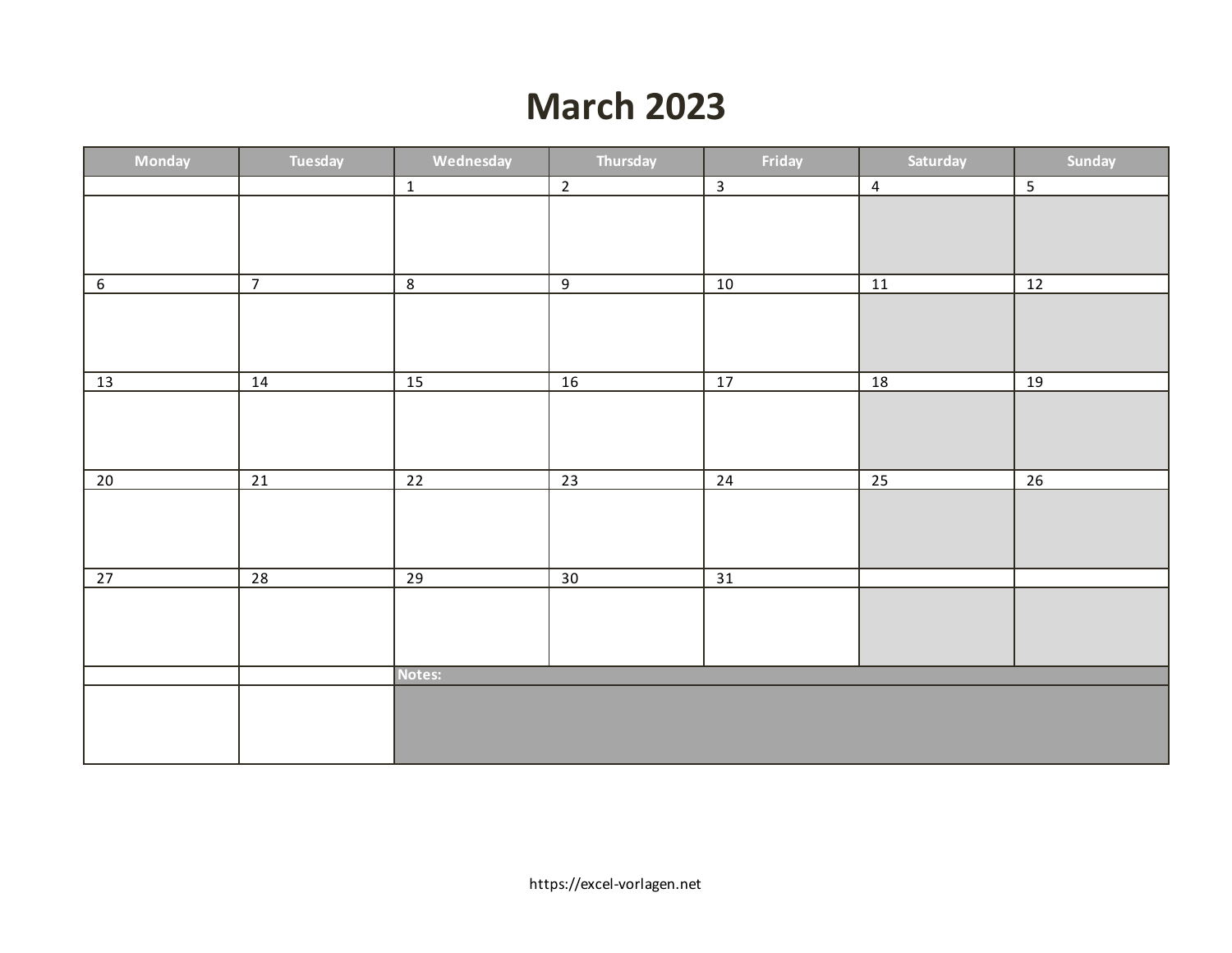# March 2023

| Monday | Tuesday | Wednesday | Thursday | Friday | Saturday | Sunday |
|---|---|---|---|---|---|---|
| | | 1 | 2 | 3 | 4 | 5 |
| 6 | 7 | 8 | 9 | 10 | 11 | 12 |
| 13 | 14 | 15 | 16 | 17 | 18 | 19 |
| 20 | 21 | 22 | 23 | 24 | 25 | 26 |
| 27 | 28 | 29 | 30 | 31 | | |
| | | **Notes:** | | | | |

https://excel-vorlagen.net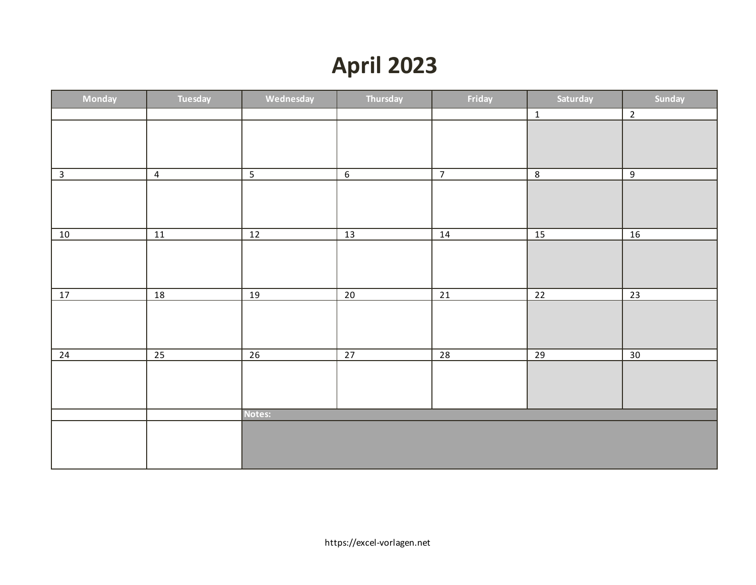# April 2023

| Monday | Tuesday | Wednesday | Thursday | Friday | Saturday | Sunday |
|---|---|---|---|---|---|---|
| | | | | | 1 | 2 |
| 3 | 4 | 5 | 6 | 7 | 8 | 9 |
| 10 | 11 | 12 | 13 | 14 | 15 | 16 |
| 17 | 18 | 19 | 20 | 21 | 22 | 23 |
| 24 | 25 | 26 | 27 | 28 | 29 | 30 |
| | | Notes: | | | | |

https://excel-vorlagen.net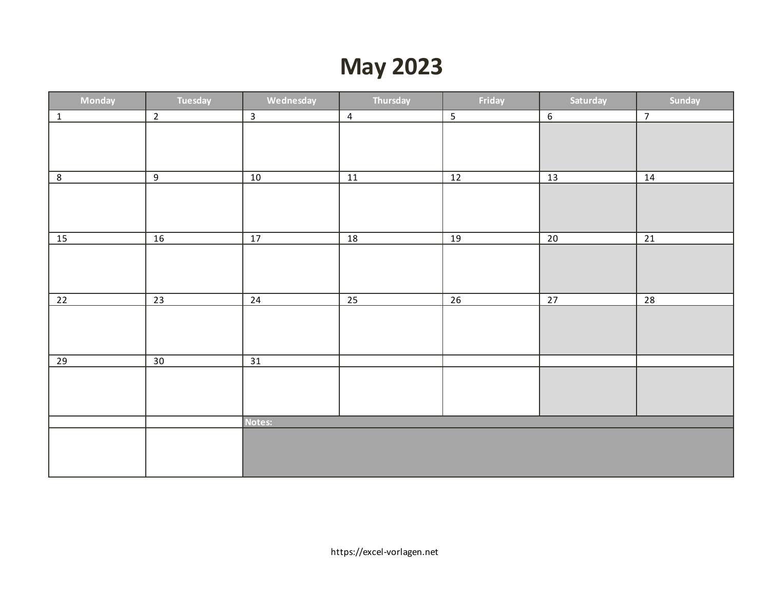# May 2023

| Monday | Tuesday | Wednesday | Thursday | Friday | Saturday | Sunday |
|---|---|---|---|---|---|---|
| 1 | 2 | 3 | 4 | 5 | 6 | 7 |
| 8 | 9 | 10 | 11 | 12 | 13 | 14 |
| 15 | 16 | 17 | 18 | 19 | 20 | 21 |
| 22 | 23 | 24 | 25 | 26 | 27 | 28 |
| 29 | 30 | 31 | | | | |
| | | Notes: | | | | |

https://excel-vorlagen.net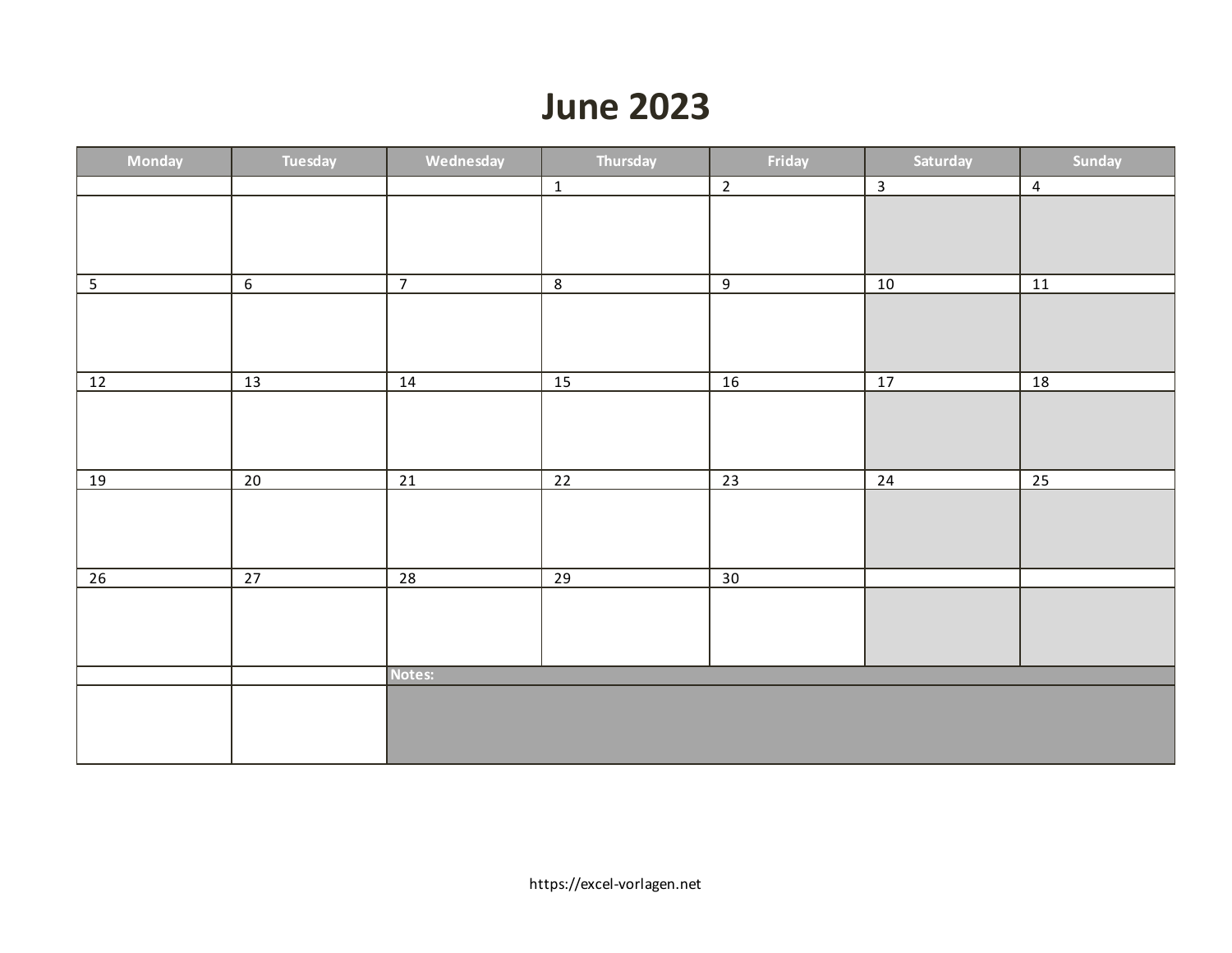# June 2023

| Monday | Tuesday | Wednesday | Thursday | Friday | Saturday | Sunday |
|---|---|---|---|---|---|---|
| | | | 1 | 2 | 3 | 4 |
| 5 | 6 | 7 | 8 | 9 | 10 | 11 |
| 12 | 13 | 14 | 15 | 16 | 17 | 18 |
| 19 | 20 | 21 | 22 | 23 | 24 | 25 |
| 26 | 27 | 28 | 29 | 30 | | |
| | | Notes: | | | | |

https://excel-vorlagen.net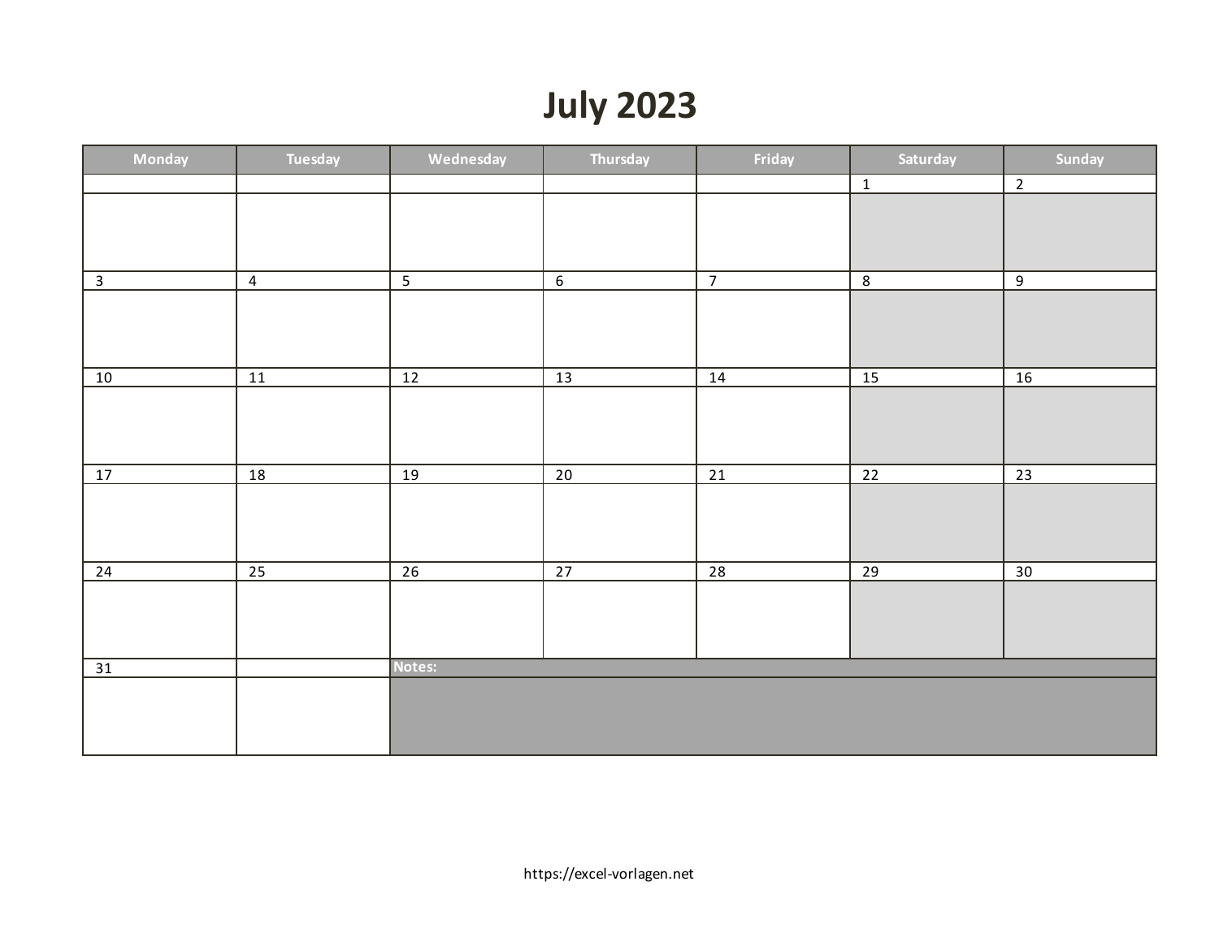# July 2023

| Monday | Tuesday | Wednesday | Thursday | Friday | Saturday | Sunday |
|---|---|---|---|---|---|---|
| | | | | | 1 | 2 |
| 3 | 4 | 5 | 6 | 7 | 8 | 9 |
| 10 | 11 | 12 | 13 | 14 | 15 | 16 |
| 17 | 18 | 19 | 20 | 21 | 22 | 23 |
| 24 | 25 | 26 | 27 | 28 | 29 | 30 |
| 31 | | **Notes:** | | | | |

https://excel-vorlagen.net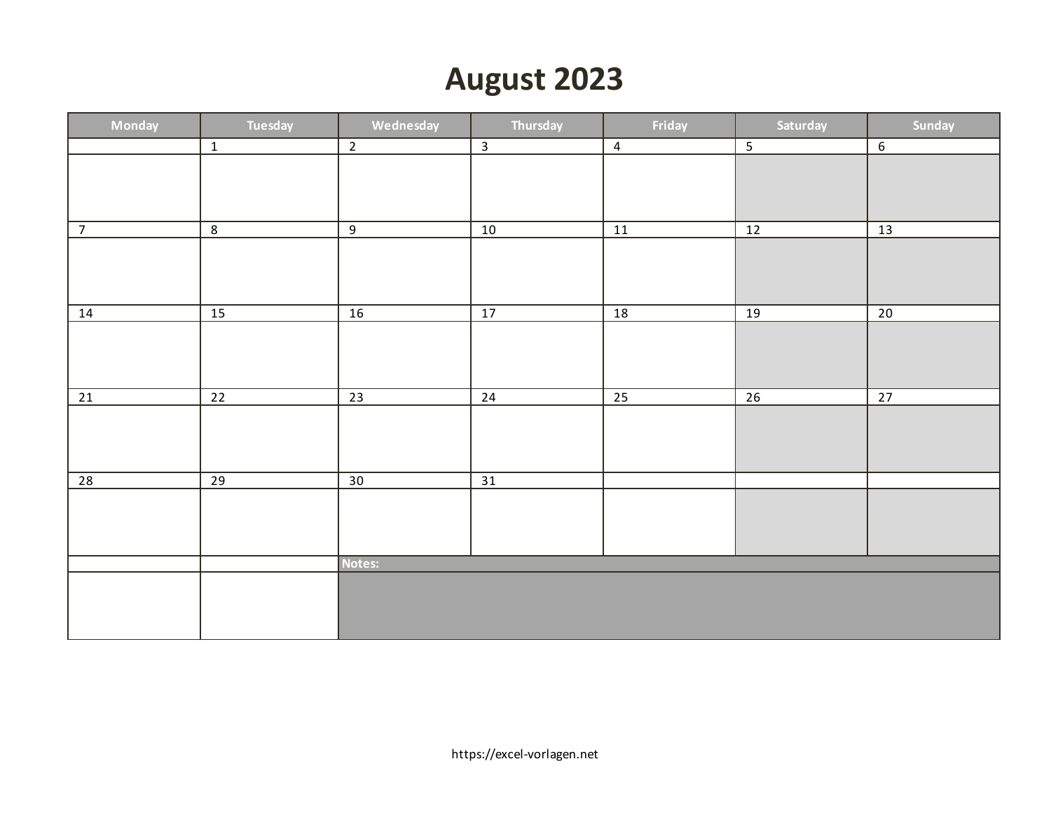# August 2023

| Monday | Tuesday | Wednesday | Thursday | Friday | Saturday | Sunday |
|---|---|---|---|---|---|---|
| | 1 | 2 | 3 | 4 | 5 | 6 |
| 7 | 8 | 9 | 10 | 11 | 12 | 13 |
| 14 | 15 | 16 | 17 | 18 | 19 | 20 |
| 21 | 22 | 23 | 24 | 25 | 26 | 27 |
| 28 | 29 | 30 | 31 | | | |
| | | Notes: | | | | |

https://excel-vorlagen.net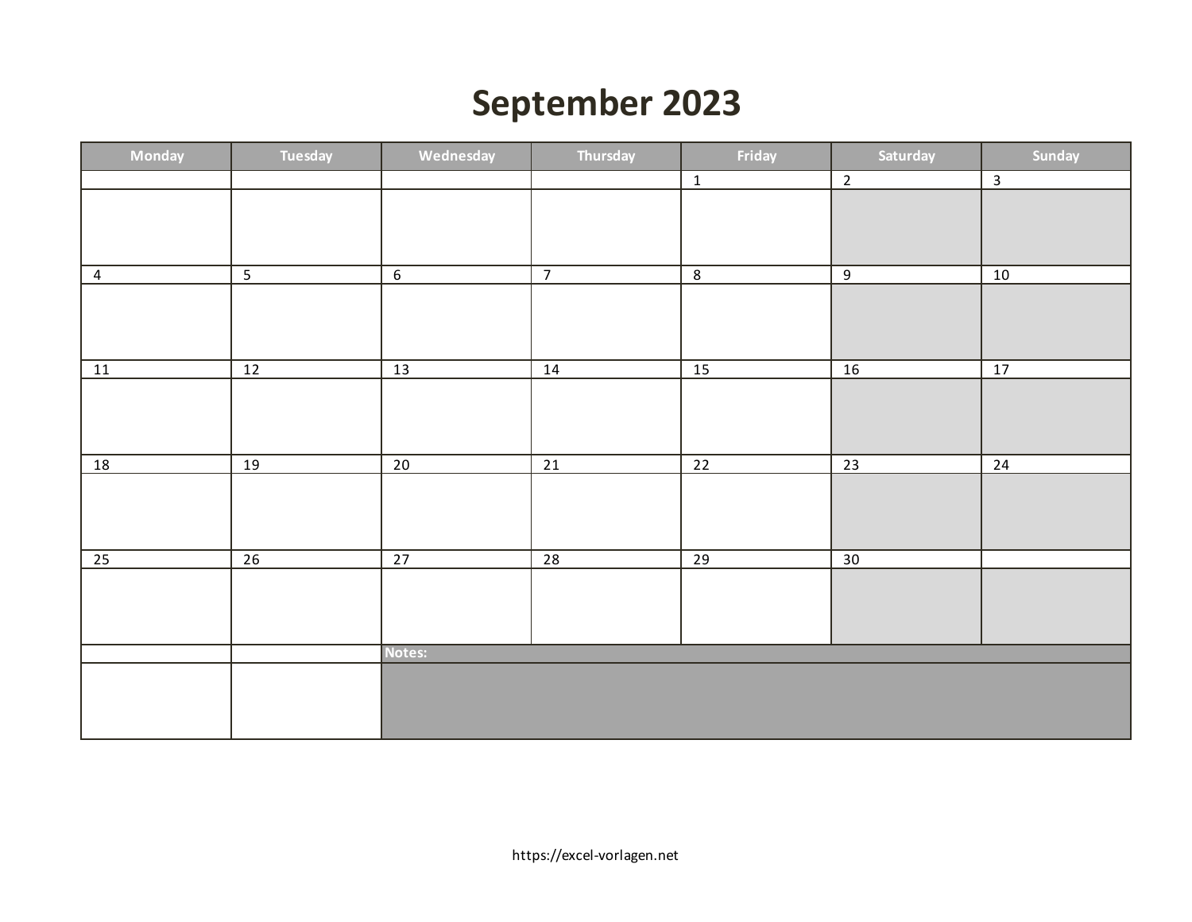# September 2023

| Monday | Tuesday | Wednesday | Thursday | Friday | Saturday | Sunday |
|---|---|---|---|---|---|---|
| | | | | 1 | 2 | 3 |
| 4 | 5 | 6 | 7 | 8 | 9 | 10 |
| 11 | 12 | 13 | 14 | 15 | 16 | 17 |
| 18 | 19 | 20 | 21 | 22 | 23 | 24 |
| 25 | 26 | 27 | 28 | 29 | 30 | |

**Notes:**

https://excel-vorlagen.net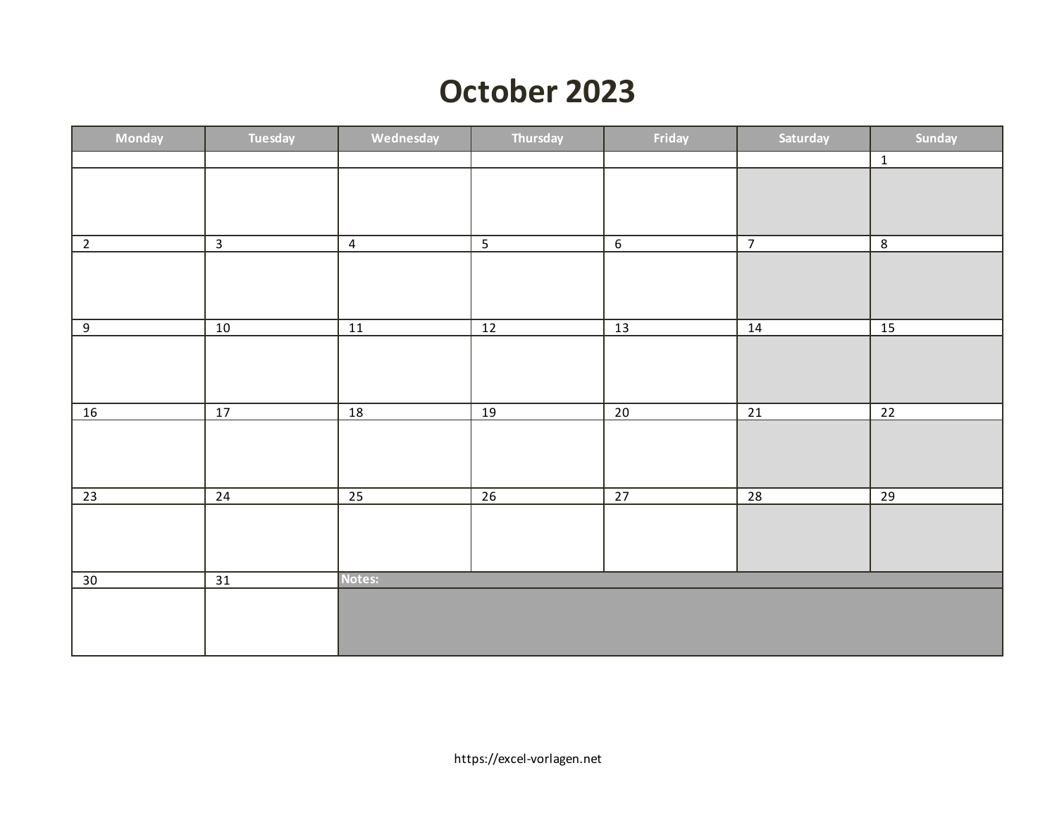# October 2023

| Monday | Tuesday | Wednesday | Thursday | Friday | Saturday | Sunday |
|---|---|---|---|---|---|---|
| | | | | | | 1 |
| 2 | 3 | 4 | 5 | 6 | 7 | 8 |
| 9 | 10 | 11 | 12 | 13 | 14 | 15 |
| 16 | 17 | 18 | 19 | 20 | 21 | 22 |
| 23 | 24 | 25 | 26 | 27 | 28 | 29 |
| 30 | 31 | **Notes:** | | | | |

https://excel-vorlagen.net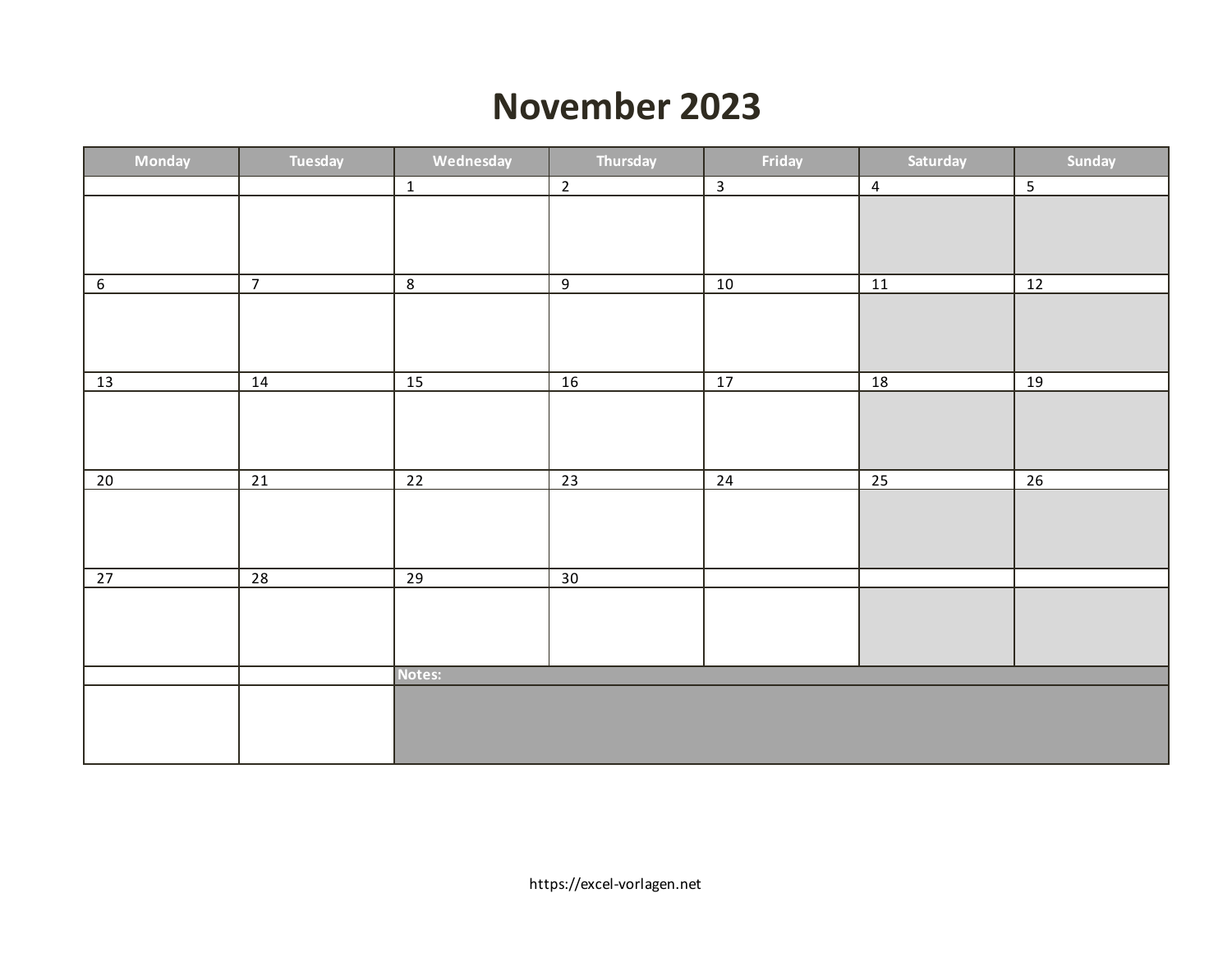# November 2023

| Monday | Tuesday | Wednesday | Thursday | Friday | Saturday | Sunday |
|---|---|---|---|---|---|---|
| | | 1 | 2 | 3 | 4 | 5 |
| 6 | 7 | 8 | 9 | 10 | 11 | 12 |
| 13 | 14 | 15 | 16 | 17 | 18 | 19 |
| 20 | 21 | 22 | 23 | 24 | 25 | 26 |
| 27 | 28 | 29 | 30 | | | |
| | | **Notes:** | | | | |

https://excel-vorlagen.net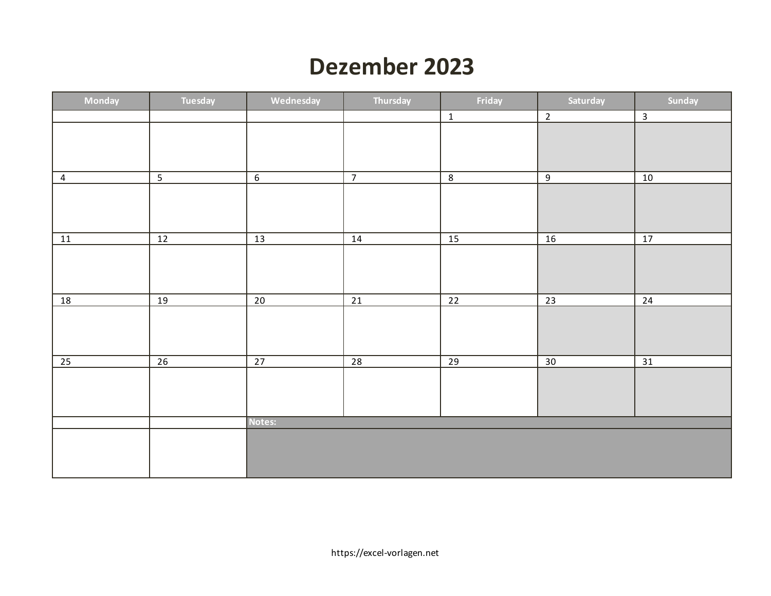# Dezember 2023

| Monday | Tuesday | Wednesday | Thursday | Friday | Saturday | Sunday |
|---|---|---|---|---|---|---|
| | | | | 1 | 2 | 3 |
| 4 | 5 | 6 | 7 | 8 | 9 | 10 |
| 11 | 12 | 13 | 14 | 15 | 16 | 17 |
| 18 | 19 | 20 | 21 | 22 | 23 | 24 |
| 25 | 26 | 27 | 28 | 29 | 30 | 31 |
| | | Notes: | | | | |

https://excel-vorlagen.net